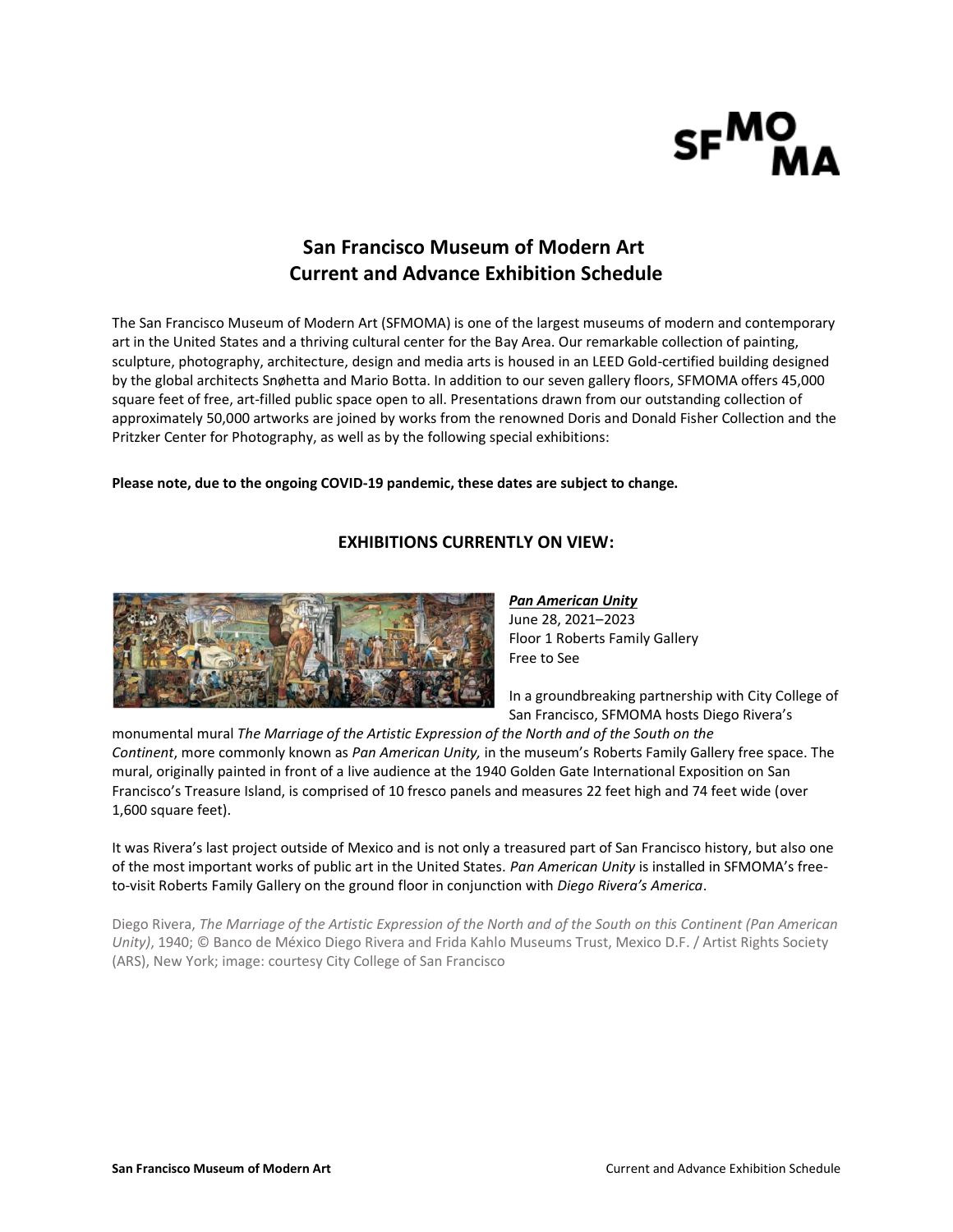# San Francisco Museum of Modern Art
# Current and Advance Exhibition Schedule

The San Francisco Museum of Modern Art (SFMOMA) is one of the largest museums of modern and contemporary art in the United States and a thriving cultural center for the Bay Area. Our remarkable collection of painting, sculpture, photography, architecture, design and media arts is housed in an LEED Gold-certified building designed by the global architects Snøhetta and Mario Botta. In addition to our seven gallery floors, SFMOMA offers 45,000 square feet of free, art-filled public space open to all. Presentations drawn from our outstanding collection of approximately 50,000 artworks are joined by works from the renowned Doris and Donald Fisher Collection and the Pritzker Center for Photography, as well as by the following special exhibitions:

**Please note, due to the ongoing COVID-19 pandemic, these dates are subject to change.**

## EXHIBITIONS CURRENTLY ON VIEW:

***Pan American Unity***
June 28, 2021–2023
Floor 1 Roberts Family Gallery
Free to See

In a groundbreaking partnership with City College of San Francisco, SFMOMA hosts Diego Rivera's monumental mural *The Marriage of the Artistic Expression of the North and of the South on the Continent*, more commonly known as *Pan American Unity,* in the museum's Roberts Family Gallery free space. The mural, originally painted in front of a live audience at the 1940 Golden Gate International Exposition on San Francisco's Treasure Island, is comprised of 10 fresco panels and measures 22 feet high and 74 feet wide (over 1,600 square feet).

It was Rivera's last project outside of Mexico and is not only a treasured part of San Francisco history, but also one of the most important works of public art in the United States. *Pan American Unity* is installed in SFMOMA's free-to-visit Roberts Family Gallery on the ground floor in conjunction with *Diego Rivera's America*.

Diego Rivera, *The Marriage of the Artistic Expression of the North and of the South on this Continent (Pan American Unity)*, 1940; © Banco de México Diego Rivera and Frida Kahlo Museums Trust, Mexico D.F. / Artist Rights Society (ARS), New York; image: courtesy City College of San Francisco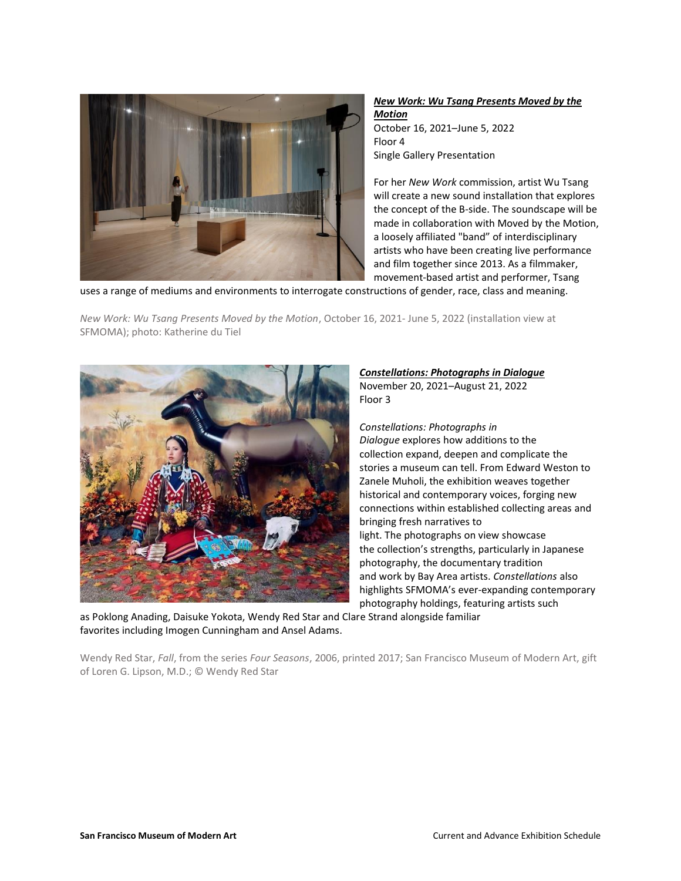**[*New Work: Wu Tsang Presents Moved by the Motion*]()**
October 16, 2021–June 5, 2022
Floor 4
Single Gallery Presentation

For her *New Work* commission, artist Wu Tsang will create a new sound installation that explores the concept of the B-side. The soundscape will be made in collaboration with Moved by the Motion, a loosely affiliated "band" of interdisciplinary artists who have been creating live performance and film together since 2013. As a filmmaker, movement-based artist and performer, Tsang uses a range of mediums and environments to interrogate constructions of gender, race, class and meaning.

*New Work: Wu Tsang Presents Moved by the Motion*, October 16, 2021- June 5, 2022 (installation view at SFMOMA); photo: Katherine du Tiel

**[*Constellations: Photographs in Dialogue*]()**
November 20, 2021–August 21, 2022
Floor 3

*Constellations: Photographs in Dialogue* explores how additions to the collection expand, deepen and complicate the stories a museum can tell. From Edward Weston to Zanele Muholi, the exhibition weaves together historical and contemporary voices, forging new connections within established collecting areas and bringing fresh narratives to light. The photographs on view showcase the collection's strengths, particularly in Japanese photography, the documentary tradition and work by Bay Area artists. *Constellations* also highlights SFMOMA's ever-expanding contemporary photography holdings, featuring artists such as Poklong Anading, Daisuke Yokota, Wendy Red Star and Clare Strand alongside familiar favorites including Imogen Cunningham and Ansel Adams.

Wendy Red Star, *Fall*, from the series *Four Seasons*, 2006, printed 2017; San Francisco Museum of Modern Art, gift of Loren G. Lipson, M.D.; © Wendy Red Star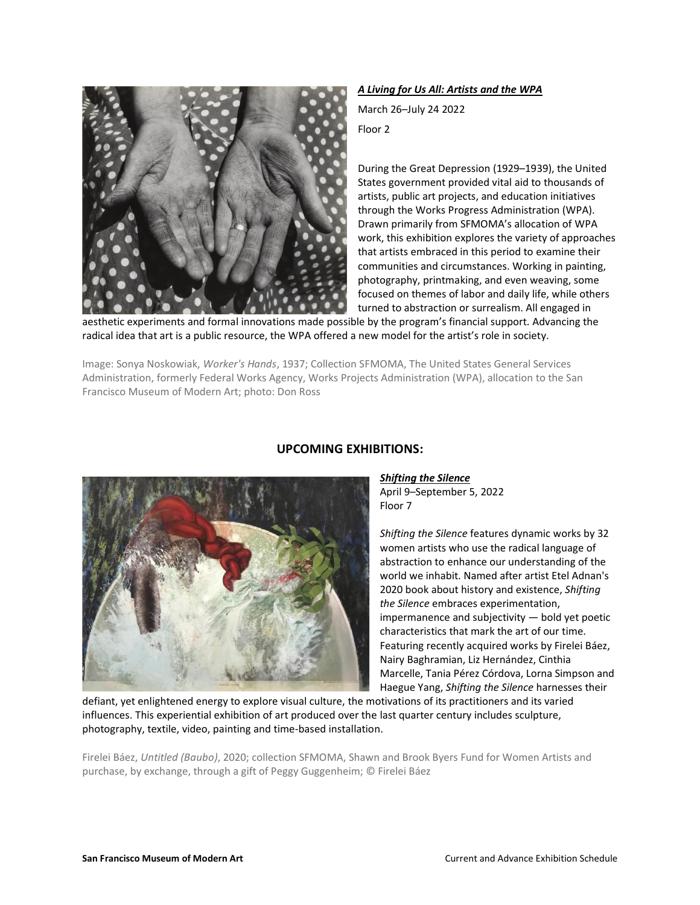***A Living for Us All: Artists and the WPA***

March 26–July 24 2022

Floor 2

During the Great Depression (1929–1939), the United States government provided vital aid to thousands of artists, public art projects, and education initiatives through the Works Progress Administration (WPA). Drawn primarily from SFMOMA's allocation of WPA work, this exhibition explores the variety of approaches that artists embraced in this period to examine their communities and circumstances. Working in painting, photography, printmaking, and even weaving, some focused on themes of labor and daily life, while others turned to abstraction or surrealism. All engaged in aesthetic experiments and formal innovations made possible by the program's financial support. Advancing the radical idea that art is a public resource, the WPA offered a new model for the artist's role in society.

Image: Sonya Noskowiak, *Worker's Hands*, 1937; Collection SFMOMA, The United States General Services Administration, formerly Federal Works Agency, Works Projects Administration (WPA), allocation to the San Francisco Museum of Modern Art; photo: Don Ross

## UPCOMING EXHIBITIONS:

***Shifting the Silence***

April 9–September 5, 2022

Floor 7

*Shifting the Silence* features dynamic works by 32 women artists who use the radical language of abstraction to enhance our understanding of the world we inhabit. Named after artist Etel Adnan's 2020 book about history and existence, *Shifting the Silence* embraces experimentation, impermanence and subjectivity — bold yet poetic characteristics that mark the art of our time. Featuring recently acquired works by Firelei Báez, Nairy Baghramian, Liz Hernández, Cinthia Marcelle, Tania Pérez Córdova, Lorna Simpson and Haegue Yang, *Shifting the Silence* harnesses their defiant, yet enlightened energy to explore visual culture, the motivations of its practitioners and its varied influences. This experiential exhibition of art produced over the last quarter century includes sculpture, photography, textile, video, painting and time-based installation.

Firelei Báez, *Untitled (Baubo)*, 2020; collection SFMOMA, Shawn and Brook Byers Fund for Women Artists and purchase, by exchange, through a gift of Peggy Guggenheim; © Firelei Báez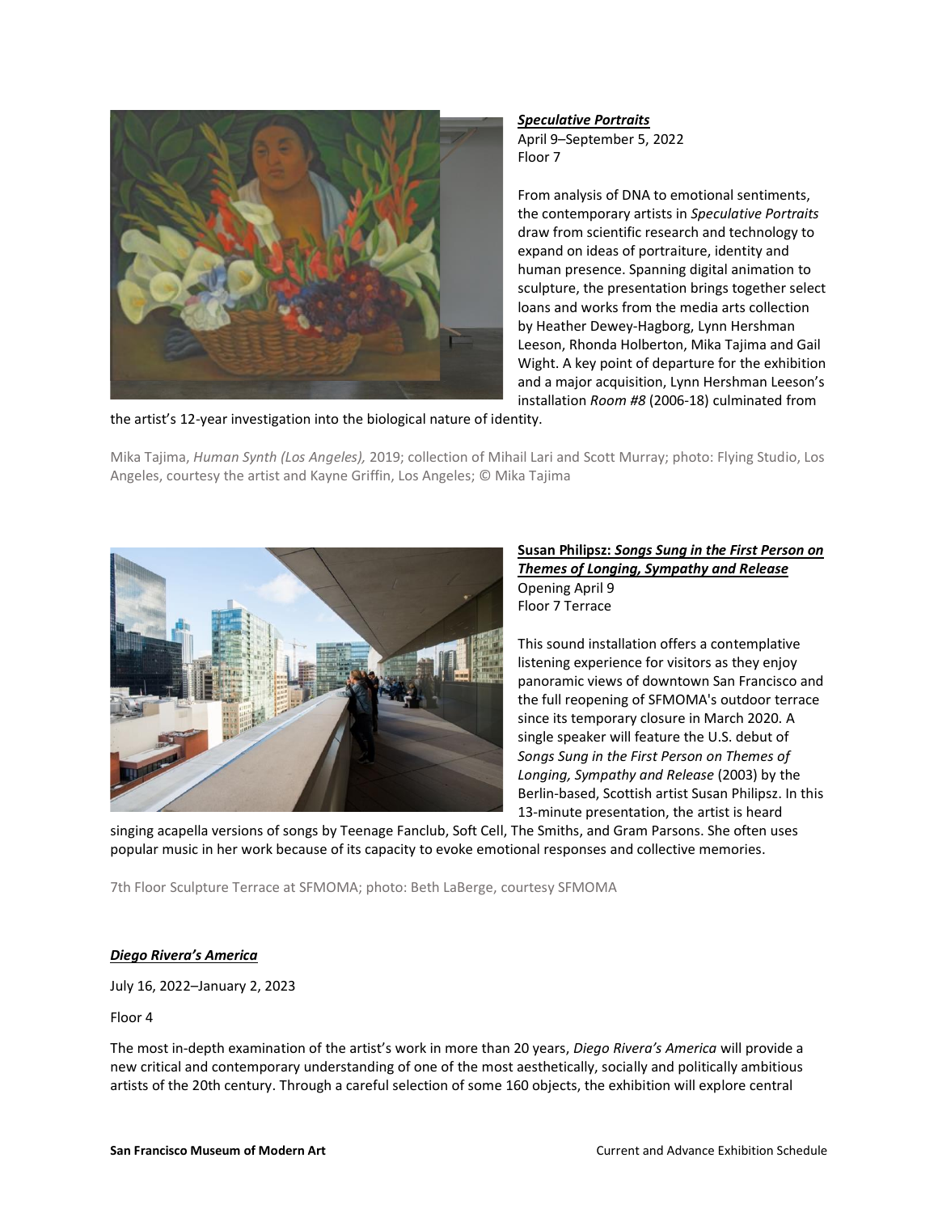***Speculative Portraits***
April 9–September 5, 2022
Floor 7

From analysis of DNA to emotional sentiments, the contemporary artists in *Speculative Portraits* draw from scientific research and technology to expand on ideas of portraiture, identity and human presence. Spanning digital animation to sculpture, the presentation brings together select loans and works from the media arts collection by Heather Dewey-Hagborg, Lynn Hershman Leeson, Rhonda Holberton, Mika Tajima and Gail Wight. A key point of departure for the exhibition and a major acquisition, Lynn Hershman Leeson's installation *Room #8* (2006-18) culminated from the artist's 12-year investigation into the biological nature of identity.

Mika Tajima, *Human Synth (Los Angeles),* 2019; collection of Mihail Lari and Scott Murray; photo: Flying Studio, Los Angeles, courtesy the artist and Kayne Griffin, Los Angeles; © Mika Tajima

**Susan Philipsz: *Songs Sung in the First Person on Themes of Longing, Sympathy and Release***
Opening April 9
Floor 7 Terrace

This sound installation offers a contemplative listening experience for visitors as they enjoy panoramic views of downtown San Francisco and the full reopening of SFMOMA's outdoor terrace since its temporary closure in March 2020. A single speaker will feature the U.S. debut of *Songs Sung in the First Person on Themes of Longing, Sympathy and Release* (2003) by the Berlin-based, Scottish artist Susan Philipsz. In this 13-minute presentation, the artist is heard singing acapella versions of songs by Teenage Fanclub, Soft Cell, The Smiths, and Gram Parsons. She often uses popular music in her work because of its capacity to evoke emotional responses and collective memories.

7th Floor Sculpture Terrace at SFMOMA; photo: Beth LaBerge, courtesy SFMOMA

***Diego Rivera's America***

July 16, 2022–January 2, 2023

Floor 4

The most in-depth examination of the artist's work in more than 20 years, *Diego Rivera's America* will provide a new critical and contemporary understanding of one of the most aesthetically, socially and politically ambitious artists of the 20th century. Through a careful selection of some 160 objects, the exhibition will explore central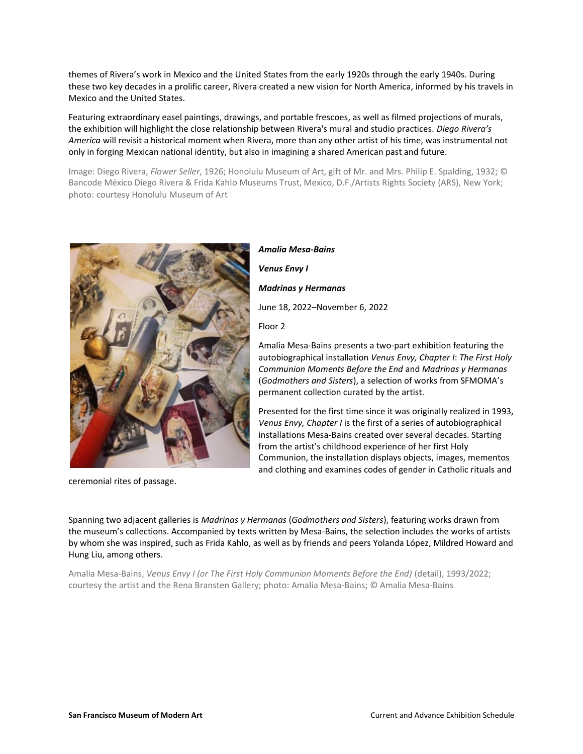themes of Rivera's work in Mexico and the United States from the early 1920s through the early 1940s. During these two key decades in a prolific career, Rivera created a new vision for North America, informed by his travels in Mexico and the United States.

Featuring extraordinary easel paintings, drawings, and portable frescoes, as well as filmed projections of murals, the exhibition will highlight the close relationship between Rivera's mural and studio practices. *Diego Rivera's America* will revisit a historical moment when Rivera, more than any other artist of his time, was instrumental not only in forging Mexican national identity, but also in imagining a shared American past and future.

Image: Diego Rivera, *Flower Seller*, 1926; Honolulu Museum of Art, gift of Mr. and Mrs. Philip E. Spalding, 1932; © Bancode México Diego Rivera & Frida Kahlo Museums Trust, Mexico, D.F./Artists Rights Society (ARS), New York; photo: courtesy Honolulu Museum of Art

***Amalia Mesa-Bains***

***Venus Envy I***

***Madrinas y Hermanas***

June 18, 2022–November 6, 2022

Floor 2

Amalia Mesa-Bains presents a two-part exhibition featuring the autobiographical installation *Venus Envy, Chapter I*: *The First Holy Communion Moments Before the End* and *Madrinas y Hermanas* (*Godmothers and Sisters*), a selection of works from SFMOMA's permanent collection curated by the artist.

Presented for the first time since it was originally realized in 1993, *Venus Envy, Chapter I* is the first of a series of autobiographical installations Mesa-Bains created over several decades. Starting from the artist's childhood experience of her first Holy Communion, the installation displays objects, images, mementos and clothing and examines codes of gender in Catholic rituals and ceremonial rites of passage.

Spanning two adjacent galleries is *Madrinas y Hermanas* (*Godmothers and Sisters*), featuring works drawn from the museum's collections. Accompanied by texts written by Mesa-Bains, the selection includes the works of artists by whom she was inspired, such as Frida Kahlo, as well as by friends and peers Yolanda López, Mildred Howard and Hung Liu, among others.

Amalia Mesa-Bains, *Venus Envy I (or The First Holy Communion Moments Before the End)* (detail), 1993/2022; courtesy the artist and the Rena Bransten Gallery; photo: Amalia Mesa-Bains; © Amalia Mesa-Bains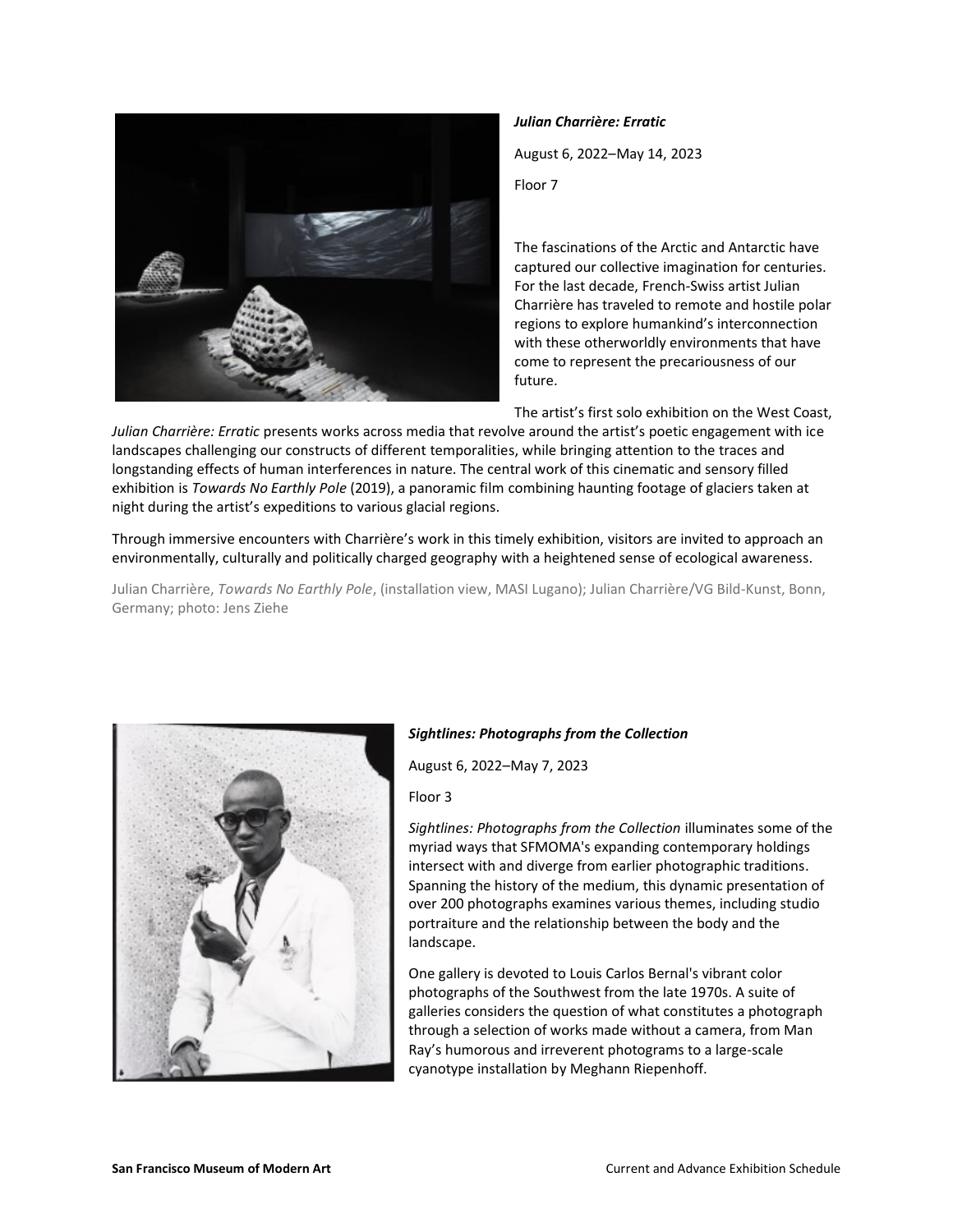***Julian Charrière: Erratic***

August 6, 2022–May 14, 2023

Floor 7

The fascinations of the Arctic and Antarctic have captured our collective imagination for centuries. For the last decade, French-Swiss artist Julian Charrière has traveled to remote and hostile polar regions to explore humankind's interconnection with these otherworldly environments that have come to represent the precariousness of our future.

The artist's first solo exhibition on the West Coast, *Julian Charrière: Erratic* presents works across media that revolve around the artist's poetic engagement with ice landscapes challenging our constructs of different temporalities, while bringing attention to the traces and longstanding effects of human interferences in nature. The central work of this cinematic and sensory filled exhibition is *Towards No Earthly Pole* (2019), a panoramic film combining haunting footage of glaciers taken at night during the artist's expeditions to various glacial regions.

Through immersive encounters with Charrière's work in this timely exhibition, visitors are invited to approach an environmentally, culturally and politically charged geography with a heightened sense of ecological awareness.

Julian Charrière, *Towards No Earthly Pole*, (installation view, MASI Lugano); Julian Charrière/VG Bild-Kunst, Bonn, Germany; photo: Jens Ziehe

***Sightlines: Photographs from the Collection***

August 6, 2022–May 7, 2023

Floor 3

*Sightlines: Photographs from the Collection* illuminates some of the myriad ways that SFMOMA's expanding contemporary holdings intersect with and diverge from earlier photographic traditions. Spanning the history of the medium, this dynamic presentation of over 200 photographs examines various themes, including studio portraiture and the relationship between the body and the landscape.

One gallery is devoted to Louis Carlos Bernal's vibrant color photographs of the Southwest from the late 1970s. A suite of galleries considers the question of what constitutes a photograph through a selection of works made without a camera, from Man Ray's humorous and irreverent photograms to a large-scale cyanotype installation by Meghann Riepenhoff.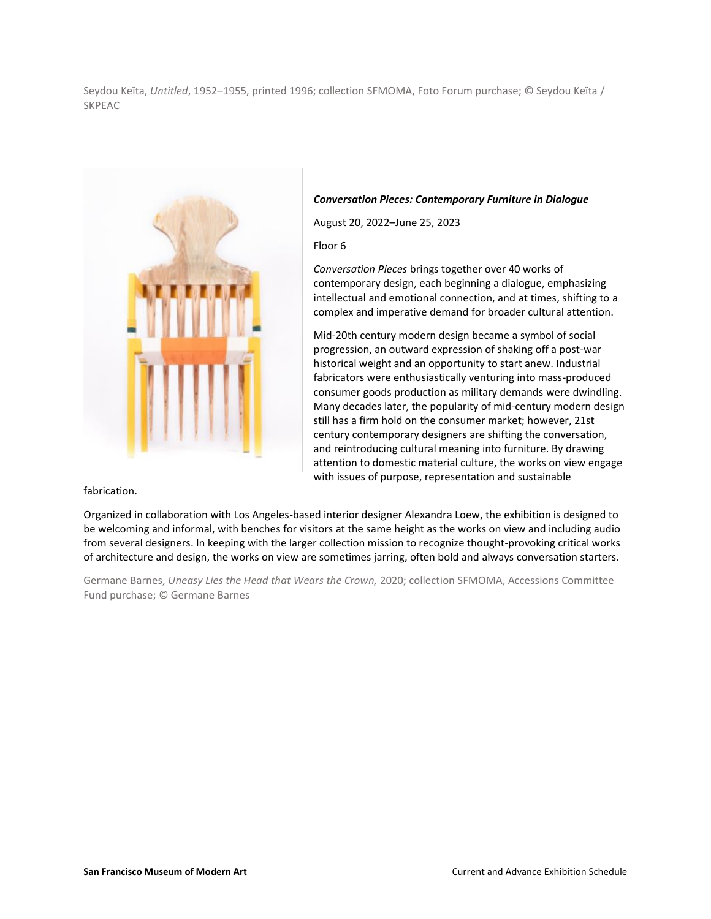Seydou Keïta, *Untitled*, 1952–1955, printed 1996; collection SFMOMA, Foto Forum purchase; © Seydou Keïta / SKPEAC

***Conversation Pieces: Contemporary Furniture in Dialogue***

August 20, 2022–June 25, 2023

Floor 6

*Conversation Pieces* brings together over 40 works of contemporary design, each beginning a dialogue, emphasizing intellectual and emotional connection, and at times, shifting to a complex and imperative demand for broader cultural attention.

Mid-20th century modern design became a symbol of social progression, an outward expression of shaking off a post-war historical weight and an opportunity to start anew. Industrial fabricators were enthusiastically venturing into mass-produced consumer goods production as military demands were dwindling. Many decades later, the popularity of mid-century modern design still has a firm hold on the consumer market; however, 21st century contemporary designers are shifting the conversation, and reintroducing cultural meaning into furniture. By drawing attention to domestic material culture, the works on view engage with issues of purpose, representation and sustainable fabrication.

Organized in collaboration with Los Angeles-based interior designer Alexandra Loew, the exhibition is designed to be welcoming and informal, with benches for visitors at the same height as the works on view and including audio from several designers. In keeping with the larger collection mission to recognize thought-provoking critical works of architecture and design, the works on view are sometimes jarring, often bold and always conversation starters.

Germane Barnes, *Uneasy Lies the Head that Wears the Crown,* 2020; collection SFMOMA, Accessions Committee Fund purchase; © Germane Barnes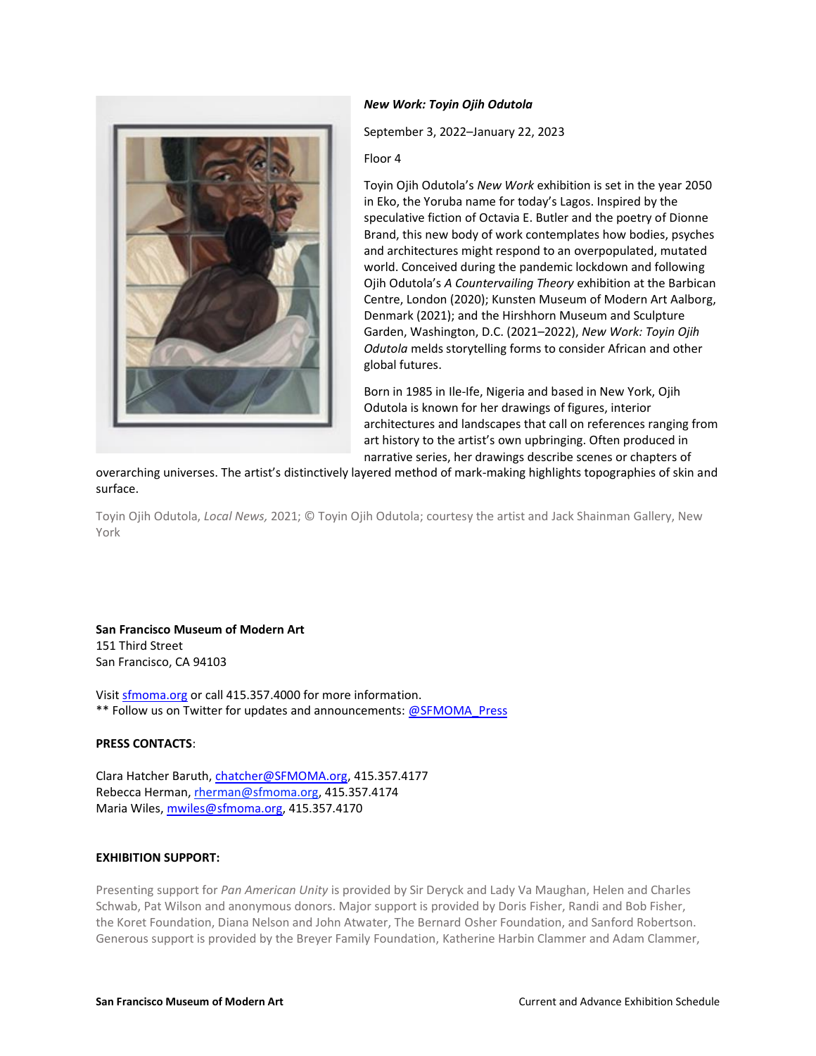***New Work: Toyin Ojih Odutola***

September 3, 2022–January 22, 2023

Floor 4

Toyin Ojih Odutola's *New Work* exhibition is set in the year 2050 in Eko, the Yoruba name for today's Lagos. Inspired by the speculative fiction of Octavia E. Butler and the poetry of Dionne Brand, this new body of work contemplates how bodies, psyches and architectures might respond to an overpopulated, mutated world. Conceived during the pandemic lockdown and following Ojih Odutola's *A Countervailing Theory* exhibition at the Barbican Centre, London (2020); Kunsten Museum of Modern Art Aalborg, Denmark (2021); and the Hirshhorn Museum and Sculpture Garden, Washington, D.C. (2021–2022), *New Work: Toyin Ojih Odutola* melds storytelling forms to consider African and other global futures.

Born in 1985 in Ile-Ife, Nigeria and based in New York, Ojih Odutola is known for her drawings of figures, interior architectures and landscapes that call on references ranging from art history to the artist's own upbringing. Often produced in narrative series, her drawings describe scenes or chapters of overarching universes. The artist's distinctively layered method of mark-making highlights topographies of skin and surface.

Toyin Ojih Odutola, *Local News,* 2021; © Toyin Ojih Odutola; courtesy the artist and Jack Shainman Gallery, New York

**San Francisco Museum of Modern Art**
151 Third Street
San Francisco, CA 94103

Visit sfmoma.org or call 415.357.4000 for more information.
** Follow us on Twitter for updates and announcements: @SFMOMA_Press

**PRESS CONTACTS**:

Clara Hatcher Baruth, chatcher@SFMOMA.org, 415.357.4177
Rebecca Herman, rherman@sfmoma.org, 415.357.4174
Maria Wiles, mwiles@sfmoma.org, 415.357.4170

**EXHIBITION SUPPORT:**

Presenting support for *Pan American Unity* is provided by Sir Deryck and Lady Va Maughan, Helen and Charles Schwab, Pat Wilson and anonymous donors. Major support is provided by Doris Fisher, Randi and Bob Fisher, the Koret Foundation, Diana Nelson and John Atwater, The Bernard Osher Foundation, and Sanford Robertson. Generous support is provided by the Breyer Family Foundation, Katherine Harbin Clammer and Adam Clammer,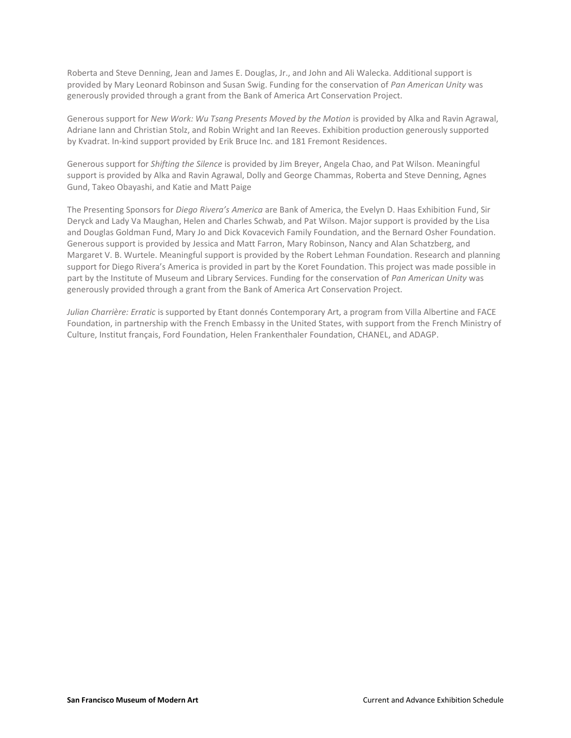Roberta and Steve Denning, Jean and James E. Douglas, Jr., and John and Ali Walecka. Additional support is provided by Mary Leonard Robinson and Susan Swig. Funding for the conservation of *Pan American Unity* was generously provided through a grant from the Bank of America Art Conservation Project.

Generous support for *New Work: Wu Tsang Presents Moved by the Motion* is provided by Alka and Ravin Agrawal, Adriane Iann and Christian Stolz, and Robin Wright and Ian Reeves. Exhibition production generously supported by Kvadrat. In-kind support provided by Erik Bruce Inc. and 181 Fremont Residences.

Generous support for *Shifting the Silence* is provided by Jim Breyer, Angela Chao, and Pat Wilson. Meaningful support is provided by Alka and Ravin Agrawal, Dolly and George Chammas, Roberta and Steve Denning, Agnes Gund, Takeo Obayashi, and Katie and Matt Paige

The Presenting Sponsors for *Diego Rivera's America* are Bank of America, the Evelyn D. Haas Exhibition Fund, Sir Deryck and Lady Va Maughan, Helen and Charles Schwab, and Pat Wilson. Major support is provided by the Lisa and Douglas Goldman Fund, Mary Jo and Dick Kovacevich Family Foundation, and the Bernard Osher Foundation. Generous support is provided by Jessica and Matt Farron, Mary Robinson, Nancy and Alan Schatzberg, and Margaret V. B. Wurtele. Meaningful support is provided by the Robert Lehman Foundation. Research and planning support for Diego Rivera's America is provided in part by the Koret Foundation. This project was made possible in part by the Institute of Museum and Library Services. Funding for the conservation of *Pan American Unity* was generously provided through a grant from the Bank of America Art Conservation Project.

*Julian Charrière: Erratic* is supported by Etant donnés Contemporary Art, a program from Villa Albertine and FACE Foundation, in partnership with the French Embassy in the United States, with support from the French Ministry of Culture, Institut français, Ford Foundation, Helen Frankenthaler Foundation, CHANEL, and ADAGP.